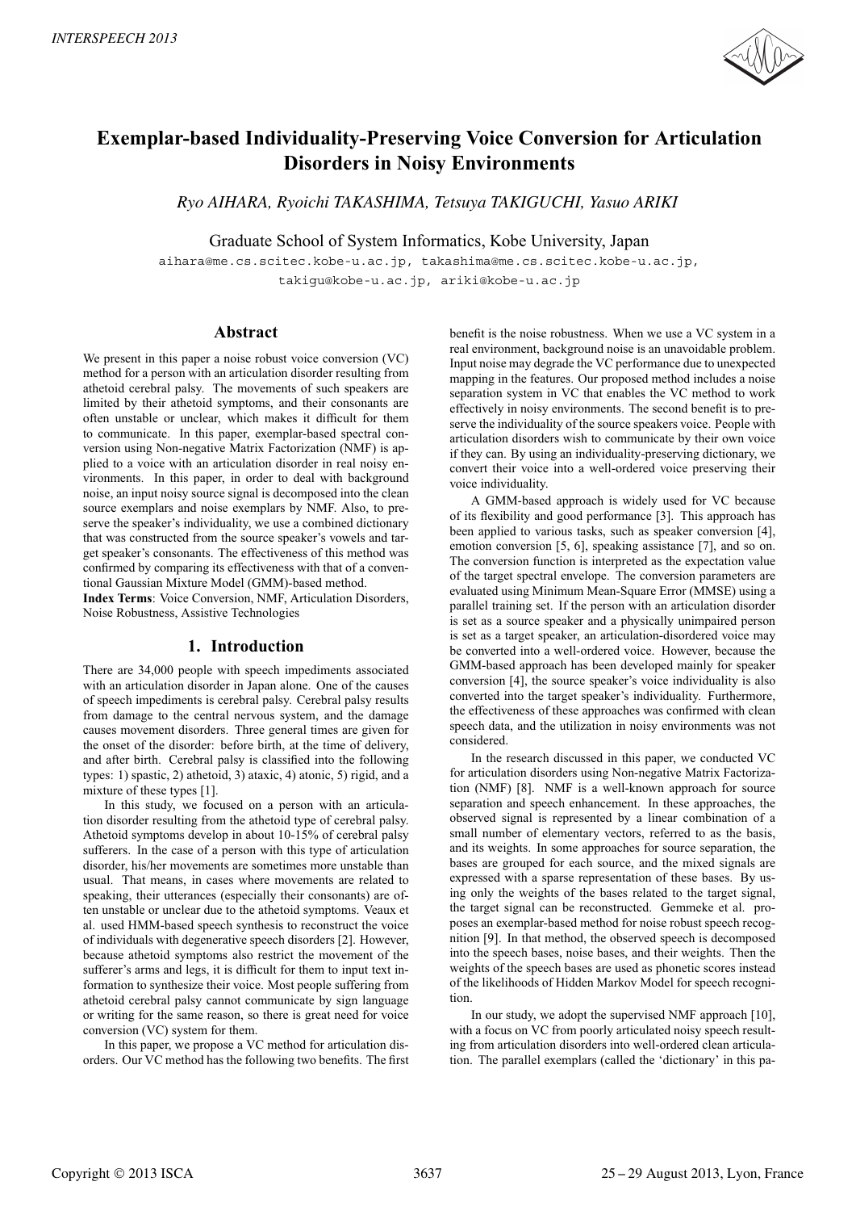# Exemplar-based Individuality-Preserving Voice Conversion for Articulation Disorders in Noisy Environments

*Ryo AIHARA, Ryoichi TAKASHIMA, Tetsuya TAKIGUCHI, Yasuo ARIKI*

Graduate School of System Informatics, Kobe University, Japan

aihara@me.cs.scitec.kobe-u.ac.jp, takashima@me.cs.scitec.kobe-u.ac.jp, takigu@kobe-u.ac.jp, ariki@kobe-u.ac.jp

## Abstract

We present in this paper a noise robust voice conversion (VC) method for a person with an articulation disorder resulting from athetoid cerebral palsy. The movements of such speakers are limited by their athetoid symptoms, and their consonants are often unstable or unclear, which makes it difficult for them to communicate. In this paper, exemplar-based spectral conversion using Non-negative Matrix Factorization (NMF) is applied to a voice with an articulation disorder in real noisy environments. In this paper, in order to deal with background noise, an input noisy source signal is decomposed into the clean source exemplars and noise exemplars by NMF. Also, to preserve the speaker's individuality, we use a combined dictionary that was constructed from the source speaker's vowels and target speaker's consonants. The effectiveness of this method was confirmed by comparing its effectiveness with that of a conventional Gaussian Mixture Model (GMM)-based method.

**Index Terms**: Voice Conversion, NMF, Articulation Disorders, Noise Robustness, Assistive Technologies

## 1. Introduction

There are 34,000 people with speech impediments associated with an articulation disorder in Japan alone. One of the causes of speech impediments is cerebral palsy. Cerebral palsy results from damage to the central nervous system, and the damage causes movement disorders. Three general times are given for the onset of the disorder: before birth, at the time of delivery, and after birth. Cerebral palsy is classified into the following types: 1) spastic, 2) athetoid, 3) ataxic, 4) atonic, 5) rigid, and a mixture of these types [1].

In this study, we focused on a person with an articulation disorder resulting from the athetoid type of cerebral palsy. Athetoid symptoms develop in about 10-15% of cerebral palsy sufferers. In the case of a person with this type of articulation disorder, his/her movements are sometimes more unstable than usual. That means, in cases where movements are related to speaking, their utterances (especially their consonants) are often unstable or unclear due to the athetoid symptoms. Veaux et al. used HMM-based speech synthesis to reconstruct the voice of individuals with degenerative speech disorders [2]. However, because athetoid symptoms also restrict the movement of the sufferer's arms and legs, it is difficult for them to input text information to synthesize their voice. Most people suffering from athetoid cerebral palsy cannot communicate by sign language or writing for the same reason, so there is great need for voice conversion (VC) system for them.

In this paper, we propose a VC method for articulation disorders. Our VC method has the following two benefits. The first benefit is the noise robustness. When we use a VC system in a real environment, background noise is an unavoidable problem. Input noise may degrade the VC performance due to unexpected mapping in the features. Our proposed method includes a noise separation system in VC that enables the VC method to work effectively in noisy environments. The second benefit is to preserve the individuality of the source speakers voice. People with articulation disorders wish to communicate by their own voice if they can. By using an individuality-preserving dictionary, we convert their voice into a well-ordered voice preserving their voice individuality.

A GMM-based approach is widely used for VC because of its flexibility and good performance [3]. This approach has been applied to various tasks, such as speaker conversion [4], emotion conversion [5, 6], speaking assistance [7], and so on. The conversion function is interpreted as the expectation value of the target spectral envelope. The conversion parameters are evaluated using Minimum Mean-Square Error (MMSE) using a parallel training set. If the person with an articulation disorder is set as a source speaker and a physically unimpaired person is set as a target speaker, an articulation-disordered voice may be converted into a well-ordered voice. However, because the GMM-based approach has been developed mainly for speaker conversion [4], the source speaker's voice individuality is also converted into the target speaker's individuality. Furthermore, the effectiveness of these approaches was confirmed with clean speech data, and the utilization in noisy environments was not considered.

In the research discussed in this paper, we conducted VC for articulation disorders using Non-negative Matrix Factorization (NMF) [8]. NMF is a well-known approach for source separation and speech enhancement. In these approaches, the observed signal is represented by a linear combination of a small number of elementary vectors, referred to as the basis, and its weights. In some approaches for source separation, the bases are grouped for each source, and the mixed signals are expressed with a sparse representation of these bases. By using only the weights of the bases related to the target signal, the target signal can be reconstructed. Gemmeke et al. proposes an exemplar-based method for noise robust speech recognition [9]. In that method, the observed speech is decomposed into the speech bases, noise bases, and their weights. Then the weights of the speech bases are used as phonetic scores instead of the likelihoods of Hidden Markov Model for speech recognition.

In our study, we adopt the supervised NMF approach [10], with a focus on VC from poorly articulated noisy speech resulting from articulation disorders into well-ordered clean articulation. The parallel exemplars (called the 'dictionary' in this pa-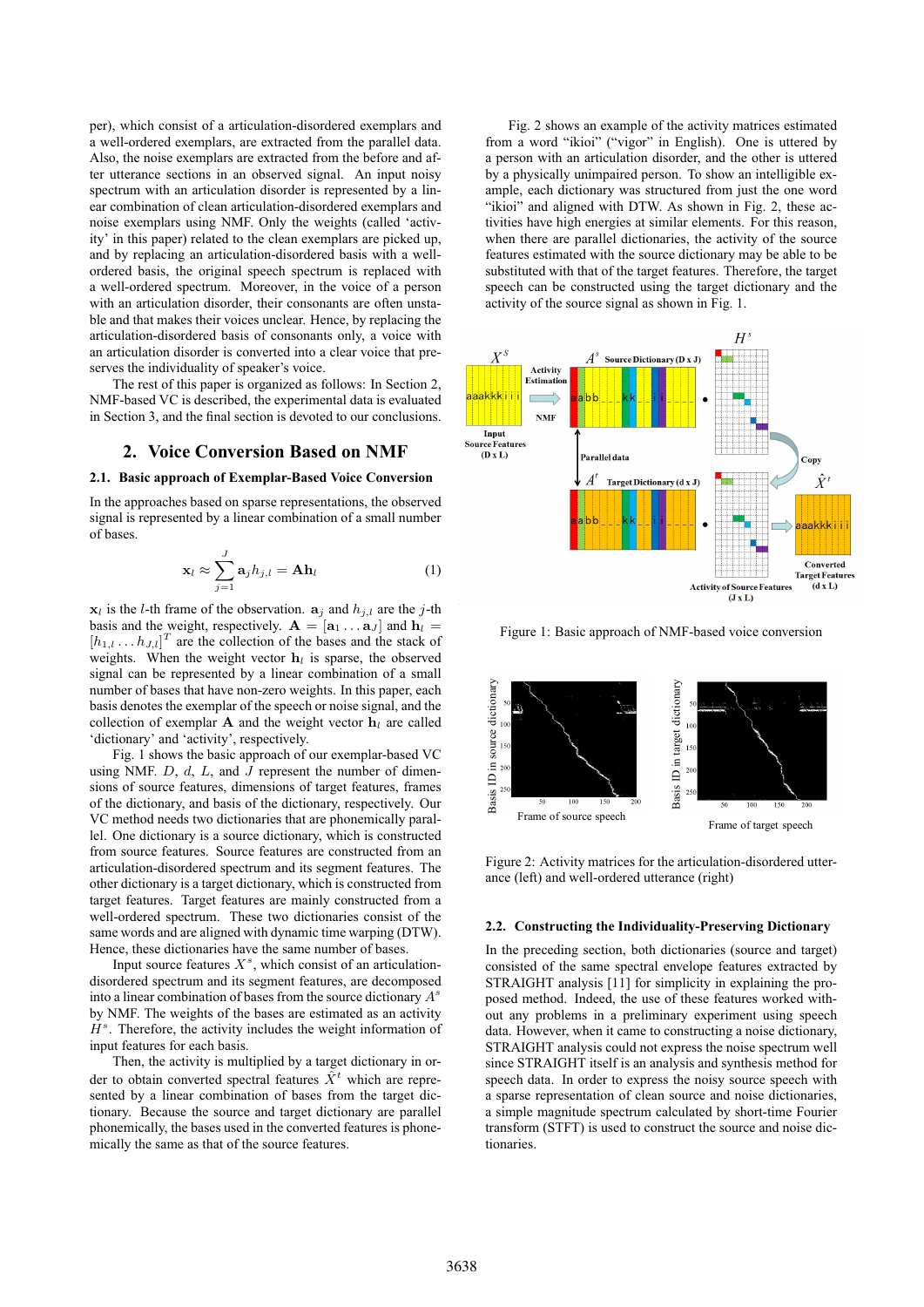per), which consist of a articulation-disordered exemplars and a well-ordered exemplars, are extracted from the parallel data. Also, the noise exemplars are extracted from the before and after utterance sections in an observed signal. An input noisy spectrum with an articulation disorder is represented by a linear combination of clean articulation-disordered exemplars and noise exemplars using NMF. Only the weights (called 'activity' in this paper) related to the clean exemplars are picked up, and by replacing an articulation-disordered basis with a well-ordered basis, the original speech spectrum is replaced with a well-ordered spectrum. Moreover, in the voice of a person with an articulation disorder, their consonants are often unstable and that makes their voices unclear. Hence, by replacing the articulation-disordered basis of consonants only, a voice with an articulation disorder is converted into a clear voice that preserves the individuality of speaker's voice.

The rest of this paper is organized as follows: In Section 2, NMF-based VC is described, the experimental data is evaluated in Section 3, and the final section is devoted to our conclusions.

## 2. Voice Conversion Based on NMF

### 2.1. Basic approach of Exemplar-Based Voice Conversion

In the approaches based on sparse representations, the observed signal is represented by a linear combination of a small number of bases.

$$\mathbf{x}_l \approx \sum_{j=1}^{J} \mathbf{a}_j h_{j,l} = \mathbf{A}\mathbf{h}_l \tag{1}$$

$\mathbf{x}_l$ is the $l$-th frame of the observation. $\mathbf{a}_j$ and $h_{j,l}$ are the $j$-th basis and the weight, respectively. $\mathbf{A} = [\mathbf{a}_1 \dots \mathbf{a}_J]$ and $\mathbf{h}_l = [h_{1,l} \dots h_{J,l}]^T$ are the collection of the bases and the stack of weights. When the weight vector $\mathbf{h}_l$ is sparse, the observed signal can be represented by a linear combination of a small number of bases that have non-zero weights. In this paper, each basis denotes the exemplar of the speech or noise signal, and the collection of exemplar $\mathbf{A}$ and the weight vector $\mathbf{h}_l$ are called 'dictionary' and 'activity', respectively.

Fig. 1 shows the basic approach of our exemplar-based VC using NMF. $D$, $d$, $L$, and $J$ represent the number of dimensions of source features, dimensions of target features, frames of the dictionary, and basis of the dictionary, respectively. Our VC method needs two dictionaries that are phonemically parallel. One dictionary is a source dictionary, which is constructed from source features. Source features are constructed from an articulation-disordered spectrum and its segment features. The other dictionary is a target dictionary, which is constructed from target features. Target features are mainly constructed from a well-ordered spectrum. These two dictionaries consist of the same words and are aligned with dynamic time warping (DTW). Hence, these dictionaries have the same number of bases.

Input source features $X^s$, which consist of an articulation-disordered spectrum and its segment features, are decomposed into a linear combination of bases from the source dictionary $A^s$ by NMF. The weights of the bases are estimated as an activity $H^s$. Therefore, the activity includes the weight information of input features for each basis.

Then, the activity is multiplied by a target dictionary in order to obtain converted spectral features $\hat{X}^t$ which are represented by a linear combination of bases from the target dictionary. Because the source and target dictionary are parallel phonemically, the bases used in the converted features is phonemically the same as that of the source features.

Fig. 2 shows an example of the activity matrices estimated from a word "ikioi" ("vigor" in English). One is uttered by a person with an articulation disorder, and the other is uttered by a physically unimpaired person. To show an intelligible example, each dictionary was structured from just the one word "ikioi" and aligned with DTW. As shown in Fig. 2, these activities have high energies at similar elements. For this reason, when there are parallel dictionaries, the activity of the source features estimated with the source dictionary may be able to be substituted with that of the target features. Therefore, the target speech can be constructed using the target dictionary and the activity of the source signal as shown in Fig. 1.

$X^s$

Activity Estimation

NMF

Input Source Features (D x L)

$A^s$ Source Dictionary (D x J)

$H^s$

Parallel data

Copy

$A^t$ Target Dictionary (d x J)

$\hat{X}^t$

Converted Target Features (d x L)

Activity of Source Features (J x L)

Figure 1: Basic approach of NMF-based voice conversion

Basis ID in source dictionary

Frame of source speech

Basis ID in target dictionary

Frame of target speech

Figure 2: Activity matrices for the articulation-disordered utterance (left) and well-ordered utterance (right)

### 2.2. Constructing the Individuality-Preserving Dictionary

In the preceding section, both dictionaries (source and target) consisted of the same spectral envelope features extracted by STRAIGHT analysis [11] for simplicity in explaining the proposed method. Indeed, the use of these features worked without any problems in a preliminary experiment using speech data. However, when it came to constructing a noise dictionary, STRAIGHT analysis could not express the noise spectrum well since STRAIGHT itself is an analysis and synthesis method for speech data. In order to express the noisy source speech with a sparse representation of clean source and noise dictionaries, a simple magnitude spectrum calculated by short-time Fourier transform (STFT) is used to construct the source and noise dictionaries.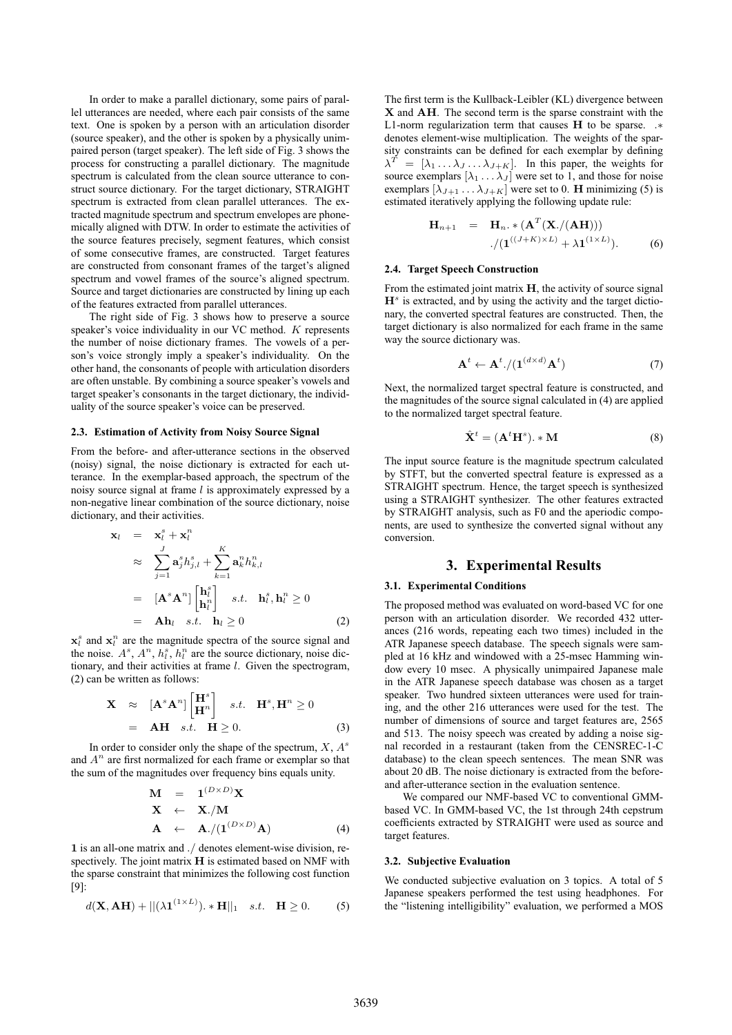In order to make a parallel dictionary, some pairs of parallel utterances are needed, where each pair consists of the same text. One is spoken by a person with an articulation disorder (source speaker), and the other is spoken by a physically unimpaired person (target speaker). The left side of Fig. 3 shows the process for constructing a parallel dictionary. The magnitude spectrum is calculated from the clean source utterance to construct source dictionary. For the target dictionary, STRAIGHT spectrum is extracted from clean parallel utterances. The extracted magnitude spectrum and spectrum envelopes are phonemically aligned with DTW. In order to estimate the activities of the source features precisely, segment features, which consist of some consecutive frames, are constructed. Target features are constructed from consonant frames of the target's aligned spectrum and vowel frames of the source's aligned spectrum. Source and target dictionaries are constructed by lining up each of the features extracted from parallel utterances.

The right side of Fig. 3 shows how to preserve a source speaker's voice individuality in our VC method. $K$ represents the number of noise dictionary frames. The vowels of a person's voice strongly imply a speaker's individuality. On the other hand, the consonants of people with articulation disorders are often unstable. By combining a source speaker's vowels and target speaker's consonants in the target dictionary, the individuality of the source speaker's voice can be preserved.

### 2.3. Estimation of Activity from Noisy Source Signal

From the before- and after-utterance sections in the observed (noisy) signal, the noise dictionary is extracted for each utterance. In the exemplar-based approach, the spectrum of the noisy source signal at frame $l$ is approximately expressed by a non-negative linear combination of the source dictionary, noise dictionary, and their activities.

$$
\begin{aligned}
\mathbf{x}_l &= \mathbf{x}_l^s + \mathbf{x}_l^n \\
&\approx \sum_{j=1}^{J} \mathbf{a}_j^s h_{j,l}^s + \sum_{k=1}^{K} \mathbf{a}_k^n h_{k,l}^n \\
&= [\mathbf{A}^s \mathbf{A}^n] \begin{bmatrix} \mathbf{h}_l^s \\ \mathbf{h}_l^n \end{bmatrix} \quad s.t. \quad \mathbf{h}_l^s, \mathbf{h}_l^n \geq 0 \\
&= \mathbf{A}\mathbf{h}_l \quad s.t. \quad \mathbf{h}_l \geq 0
\end{aligned} \tag{2}
$$

$\mathbf{x}_l^s$ and $\mathbf{x}_l^n$ are the magnitude spectra of the source signal and the noise. $A^s$, $A^n$, $h_l^s$, $h_l^n$ are the source dictionary, noise dictionary, and their activities at frame $l$. Given the spectrogram, (2) can be written as follows:

$$
\begin{aligned}
\mathbf{X} &\approx [\mathbf{A}^s \mathbf{A}^n] \begin{bmatrix} \mathbf{H}^s \\ \mathbf{H}^n \end{bmatrix} \quad s.t. \quad \mathbf{H}^s, \mathbf{H}^n \geq 0 \\
&= \mathbf{A}\mathbf{H} \quad s.t. \quad \mathbf{H} \geq 0.
\end{aligned} \tag{3}
$$

In order to consider only the shape of the spectrum, $X$, $A^s$ and $A^n$ are first normalized for each frame or exemplar so that the sum of the magnitudes over frequency bins equals unity.

$$
\begin{aligned}
\mathbf{M} &= \mathbf{1}^{(D \times D)} \mathbf{X} \\
\mathbf{X} &\leftarrow \mathbf{X}./\mathbf{M} \\
\mathbf{A} &\leftarrow \mathbf{A}./(\mathbf{1}^{(D \times D)} \mathbf{A})
\end{aligned} \tag{4}
$$

$\mathbf{1}$ is an all-one matrix and $./$ denotes element-wise division, respectively. The joint matrix $\mathbf{H}$ is estimated based on NMF with the sparse constraint that minimizes the following cost function [9]:

$$
d(\mathbf{X}, \mathbf{A}\mathbf{H}) + ||(\lambda \mathbf{1}^{(1 \times L)}).* \mathbf{H}||_1 \quad s.t. \quad \mathbf{H} \geq 0. \tag{5}
$$

The first term is the Kullback-Leibler (KL) divergence between $\mathbf{X}$ and $\mathbf{A}\mathbf{H}$. The second term is the sparse constraint with the L1-norm regularization term that causes $\mathbf{H}$ to be sparse. $.*$ denotes element-wise multiplication. The weights of the sparsity constraints can be defined for each exemplar by defining $\lambda^T = [\lambda_1 \ldots \lambda_J \ldots \lambda_{J+K}]$. In this paper, the weights for source exemplars $[\lambda_1 \ldots \lambda_J]$ were set to 1, and those for noise exemplars $[\lambda_{J+1} \ldots \lambda_{J+K}]$ were set to 0. $\mathbf{H}$ minimizing (5) is estimated iteratively applying the following update rule:

$$
\begin{aligned}
\mathbf{H}_{n+1} &= \mathbf{H}_n .* (\mathbf{A}^T (\mathbf{X}./(\mathbf{A}\mathbf{H}))) \\
&\quad ./(\mathbf{1}^{((J+K) \times L)} + \lambda \mathbf{1}^{(1 \times L)}).
\end{aligned} \tag{6}
$$

### 2.4. Target Speech Construction

From the estimated joint matrix $\mathbf{H}$, the activity of source signal $\mathbf{H}^s$ is extracted, and by using the activity and the target dictionary, the converted spectral features are constructed. Then, the target dictionary is also normalized for each frame in the same way the source dictionary was.

$$
\mathbf{A}^t \leftarrow \mathbf{A}^t./(\mathbf{1}^{(d \times d)} \mathbf{A}^t) \tag{7}
$$

Next, the normalized target spectral feature is constructed, and the magnitudes of the source signal calculated in (4) are applied to the normalized target spectral feature.

$$
\hat{\mathbf{X}}^t = (\mathbf{A}^t \mathbf{H}^s).* \mathbf{M} \tag{8}
$$

The input source feature is the magnitude spectrum calculated by STFT, but the converted spectral feature is expressed as a STRAIGHT spectrum. Hence, the target speech is synthesized using a STRAIGHT synthesizer. The other features extracted by STRAIGHT analysis, such as F0 and the aperiodic components, are used to synthesize the converted signal without any conversion.

## 3. Experimental Results

### 3.1. Experimental Conditions

The proposed method was evaluated on word-based VC for one person with an articulation disorder. We recorded 432 utterances (216 words, repeating each two times) included in the ATR Japanese speech database. The speech signals were sampled at 16 kHz and windowed with a 25-msec Hamming window every 10 msec. A physically unimpaired Japanese male in the ATR Japanese speech database was chosen as a target speaker. Two hundred sixteen utterances were used for training, and the other 216 utterances were used for the test. The number of dimensions of source and target features are, 2565 and 513. The noisy speech was created by adding a noise signal recorded in a restaurant (taken from the CENSREC-1-C database) to the clean speech sentences. The mean SNR was about 20 dB. The noise dictionary is extracted from the before- and after-utterance section in the evaluation sentence.

We compared our NMF-based VC to conventional GMM-based VC. In GMM-based VC, the 1st through 24th cepstrum coefficients extracted by STRAIGHT were used as source and target features.

### 3.2. Subjective Evaluation

We conducted subjective evaluation on 3 topics. A total of 5 Japanese speakers performed the test using headphones. For the "listening intelligibility" evaluation, we performed a MOS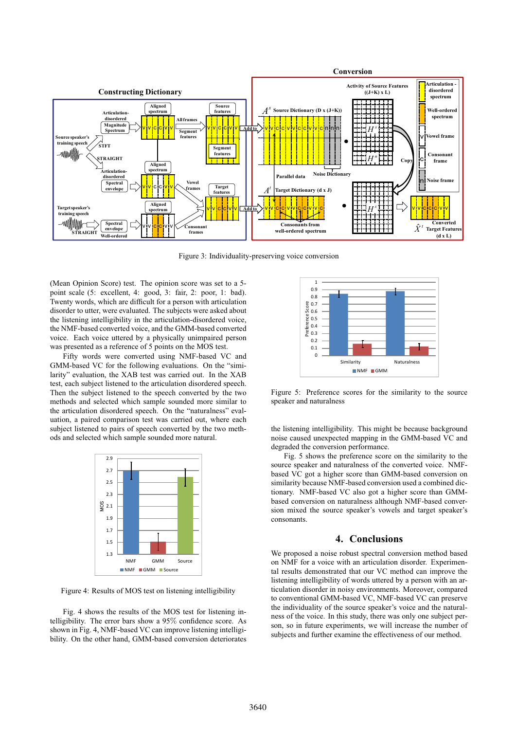Figure 3: Individuality-preserving voice conversion

(Mean Opinion Score) test. The opinion score was set to a 5-point scale (5: excellent, 4: good, 3: fair, 2: poor, 1: bad). Twenty words, which are difficult for a person with articulation disorder to utter, were evaluated. The subjects were asked about the listening intelligibility in the articulation-disordered voice, the NMF-based converted voice, and the GMM-based converted voice. Each voice uttered by a physically unimpaired person was presented as a reference of 5 points on the MOS test.

Fifty words were converted using NMF-based VC and GMM-based VC for the following evaluations. On the "similarity" evaluation, the XAB test was carried out. In the XAB test, each subject listened to the articulation disordered speech. Then the subject listened to the speech converted by the two methods and selected which sample sounded more similar to the articulation disordered speech. On the "naturalness" evaluation, a paired comparison test was carried out, where each subject listened to pairs of speech converted by the two methods and selected which sample sounded more natural.

Figure 4: Results of MOS test on listening intelligibility

Fig. 4 shows the results of the MOS test for listening intelligibility. The error bars show a 95% confidence score. As shown in Fig. 4, NMF-based VC can improve listening intelligibility. On the other hand, GMM-based conversion deteriorates the listening intelligibility. This might be because background noise caused unexpected mapping in the GMM-based VC and degraded the conversion performance.

Figure 5: Preference scores for the similarity to the source speaker and naturalness

Fig. 5 shows the preference score on the similarity to the source speaker and naturalness of the converted voice. NMF-based VC got a higher score than GMM-based conversion on similarity because NMF-based conversion used a combined dictionary. NMF-based VC also got a higher score than GMM-based conversion on naturalness although NMF-based conversion mixed the source speaker's vowels and target speaker's consonants.

## 4. Conclusions

We proposed a noise robust spectral conversion method based on NMF for a voice with an articulation disorder. Experimental results demonstrated that our VC method can improve the listening intelligibility of words uttered by a person with an articulation disorder in noisy environments. Moreover, compared to conventional GMM-based VC, NMF-based VC can preserve the individuality of the source speaker's voice and the naturalness of the voice. In this study, there was only one subject person, so in future experiments, we will increase the number of subjects and further examine the effectiveness of our method.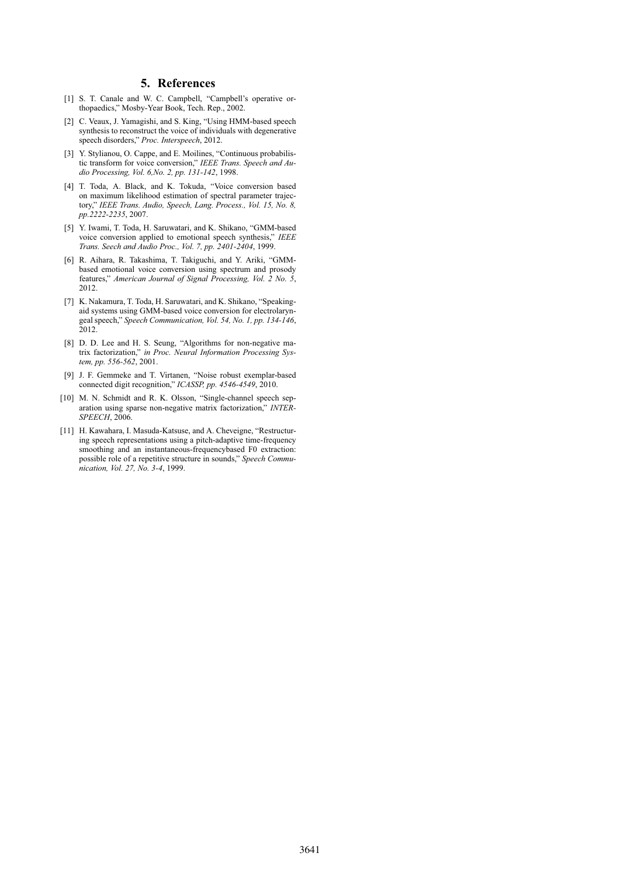## 5. References

[1] S. T. Canale and W. C. Campbell, "Campbell's operative orthopaedics," Mosby-Year Book, Tech. Rep., 2002.

[2] C. Veaux, J. Yamagishi, and S. King, "Using HMM-based speech synthesis to reconstruct the voice of individuals with degenerative speech disorders," *Proc. Interspeech*, 2012.

[3] Y. Stylianou, O. Cappe, and E. Moilines, "Continuous probabilistic transform for voice conversion," *IEEE Trans. Speech and Audio Processing, Vol. 6,No. 2, pp. 131-142*, 1998.

[4] T. Toda, A. Black, and K. Tokuda, "Voice conversion based on maximum likelihood estimation of spectral parameter trajectory," *IEEE Trans. Audio, Speech, Lang. Process., Vol. 15, No. 8, pp.2222-2235*, 2007.

[5] Y. Iwami, T. Toda, H. Saruwatari, and K. Shikano, "GMM-based voice conversion applied to emotional speech synthesis," *IEEE Trans. Seech and Audio Proc., Vol. 7, pp. 2401-2404*, 1999.

[6] R. Aihara, R. Takashima, T. Takiguchi, and Y. Ariki, "GMM-based emotional voice conversion using spectrum and prosody features," *American Journal of Signal Processing, Vol. 2 No. 5*, 2012.

[7] K. Nakamura, T. Toda, H. Saruwatari, and K. Shikano, "Speaking-aid systems using GMM-based voice conversion for electrolaryngeal speech," *Speech Communication, Vol. 54, No. 1, pp. 134-146*, 2012.

[8] D. D. Lee and H. S. Seung, "Algorithms for non-negative matrix factorization," *in Proc. Neural Information Processing System, pp. 556-562*, 2001.

[9] J. F. Gemmeke and T. Virtanen, "Noise robust exemplar-based connected digit recognition," *ICASSP, pp. 4546-4549*, 2010.

[10] M. N. Schmidt and R. K. Olsson, "Single-channel speech separation using sparse non-negative matrix factorization," *INTERSPEECH*, 2006.

[11] H. Kawahara, I. Masuda-Katsuse, and A. Cheveigne, "Restructuring speech representations using a pitch-adaptive time-frequency smoothing and an instantaneous-frequencybased F0 extraction: possible role of a repetitive structure in sounds," *Speech Communication, Vol. 27, No. 3-4*, 1999.